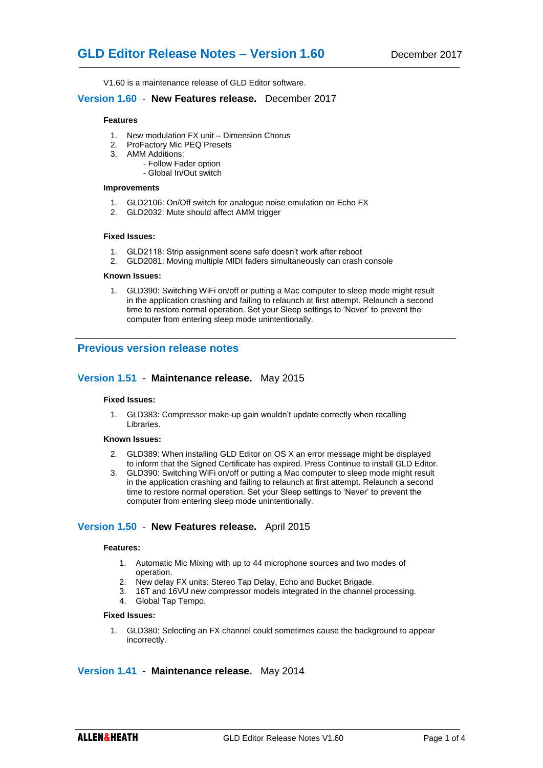# GLD Editor Release Notes – Version 1.60

December 2017

V1.60 is a maintenance release of GLD Editor software.

## Version 1.60 - **New Features release.** December 2017

#### Features

1. New modulation FX unit – Dimension Chorus
2. ProFactory Mic PEQ Presets
3. AMM Additions:
   - Follow Fader option
   - Global In/Out switch

#### Improvements

1. GLD2106: On/Off switch for analogue noise emulation on Echo FX
2. GLD2032: Mute should affect AMM trigger

#### Fixed Issues:

1. GLD2118: Strip assignment scene safe doesn't work after reboot
2. GLD2081: Moving multiple MIDI faders simultaneously can crash console

#### Known Issues:

1. GLD390: Switching WiFi on/off or putting a Mac computer to sleep mode might result in the application crashing and failing to relaunch at first attempt. Relaunch a second time to restore normal operation. Set your Sleep settings to 'Never' to prevent the computer from entering sleep mode unintentionally.

---

## Previous version release notes

## Version 1.51 - **Maintenance release.** May 2015

#### Fixed Issues:

1. GLD383: Compressor make-up gain wouldn't update correctly when recalling Libraries.

#### Known Issues:

2. GLD389: When installing GLD Editor on OS X an error message might be displayed to inform that the Signed Certificate has expired. Press Continue to install GLD Editor.
3. GLD390: Switching WiFi on/off or putting a Mac computer to sleep mode might result in the application crashing and failing to relaunch at first attempt. Relaunch a second time to restore normal operation. Set your Sleep settings to 'Never' to prevent the computer from entering sleep mode unintentionally.

## Version 1.50 - **New Features release.** April 2015

#### Features:

1. Automatic Mic Mixing with up to 44 microphone sources and two modes of operation.
2. New delay FX units: Stereo Tap Delay, Echo and Bucket Brigade.
3. 16T and 16VU new compressor models integrated in the channel processing.
4. Global Tap Tempo.

#### Fixed Issues:

1. GLD380: Selecting an FX channel could sometimes cause the background to appear incorrectly.

## Version 1.41 - **Maintenance release.** May 2014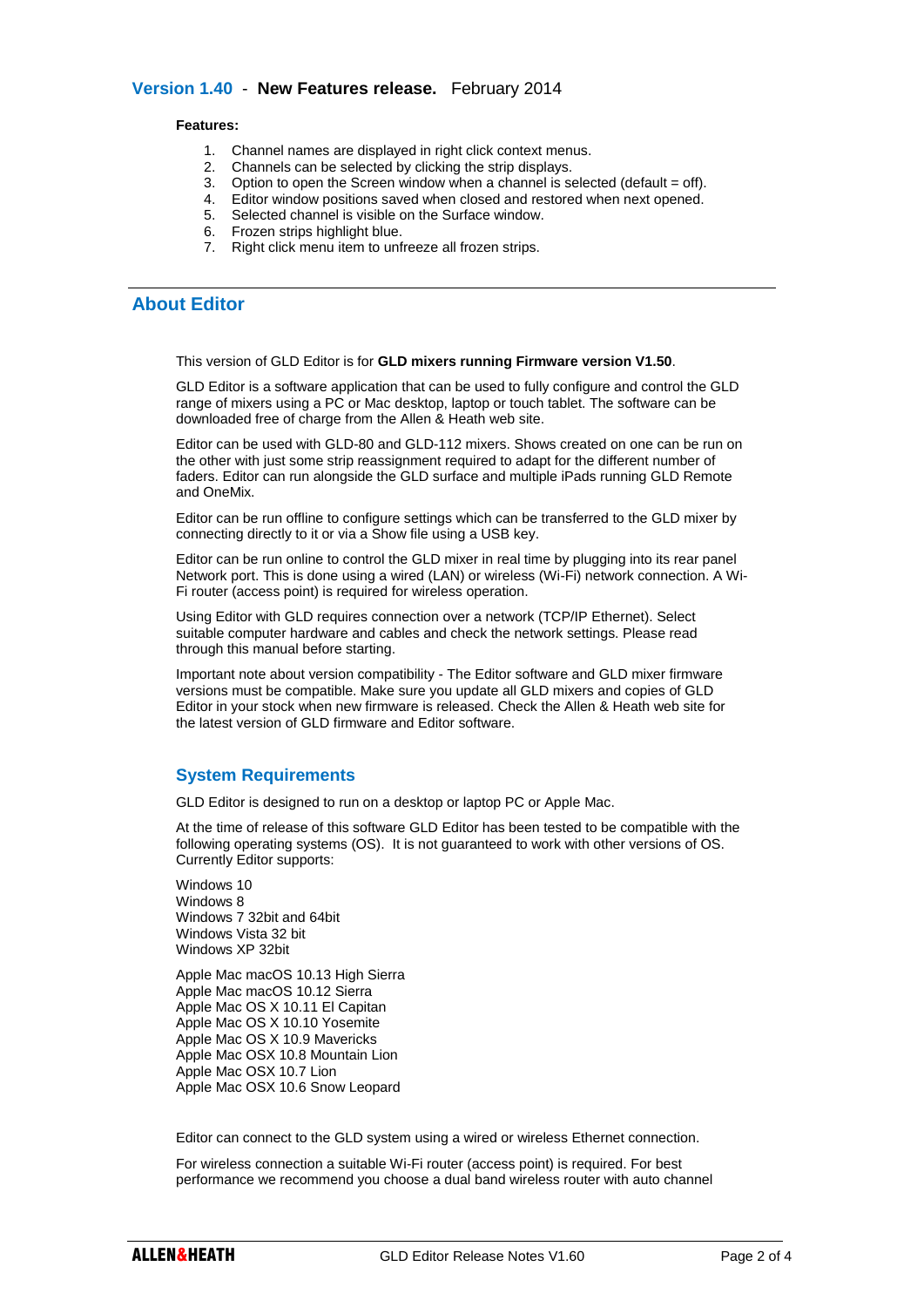## Version 1.40 - **New Features release.** February 2014

**Features:**

1. Channel names are displayed in right click context menus.
2. Channels can be selected by clicking the strip displays.
3. Option to open the Screen window when a channel is selected (default = off).
4. Editor window positions saved when closed and restored when next opened.
5. Selected channel is visible on the Surface window.
6. Frozen strips highlight blue.
7. Right click menu item to unfreeze all frozen strips.

---

## About Editor

This version of GLD Editor is for **GLD mixers running Firmware version V1.50**.

GLD Editor is a software application that can be used to fully configure and control the GLD range of mixers using a PC or Mac desktop, laptop or touch tablet. The software can be downloaded free of charge from the Allen & Heath web site.

Editor can be used with GLD-80 and GLD-112 mixers. Shows created on one can be run on the other with just some strip reassignment required to adapt for the different number of faders. Editor can run alongside the GLD surface and multiple iPads running GLD Remote and OneMix.

Editor can be run offline to configure settings which can be transferred to the GLD mixer by connecting directly to it or via a Show file using a USB key.

Editor can be run online to control the GLD mixer in real time by plugging into its rear panel Network port. This is done using a wired (LAN) or wireless (Wi-Fi) network connection. A Wi-Fi router (access point) is required for wireless operation.

Using Editor with GLD requires connection over a network (TCP/IP Ethernet). Select suitable computer hardware and cables and check the network settings. Please read through this manual before starting.

Important note about version compatibility - The Editor software and GLD mixer firmware versions must be compatible. Make sure you update all GLD mixers and copies of GLD Editor in your stock when new firmware is released. Check the Allen & Heath web site for the latest version of GLD firmware and Editor software.

### System Requirements

GLD Editor is designed to run on a desktop or laptop PC or Apple Mac.

At the time of release of this software GLD Editor has been tested to be compatible with the following operating systems (OS). It is not guaranteed to work with other versions of OS. Currently Editor supports:

Windows 10
Windows 8
Windows 7 32bit and 64bit
Windows Vista 32 bit
Windows XP 32bit

Apple Mac macOS 10.13 High Sierra
Apple Mac macOS 10.12 Sierra
Apple Mac OS X 10.11 El Capitan
Apple Mac OS X 10.10 Yosemite
Apple Mac OS X 10.9 Mavericks
Apple Mac OSX 10.8 Mountain Lion
Apple Mac OSX 10.7 Lion
Apple Mac OSX 10.6 Snow Leopard

Editor can connect to the GLD system using a wired or wireless Ethernet connection.

For wireless connection a suitable Wi-Fi router (access point) is required. For best performance we recommend you choose a dual band wireless router with auto channel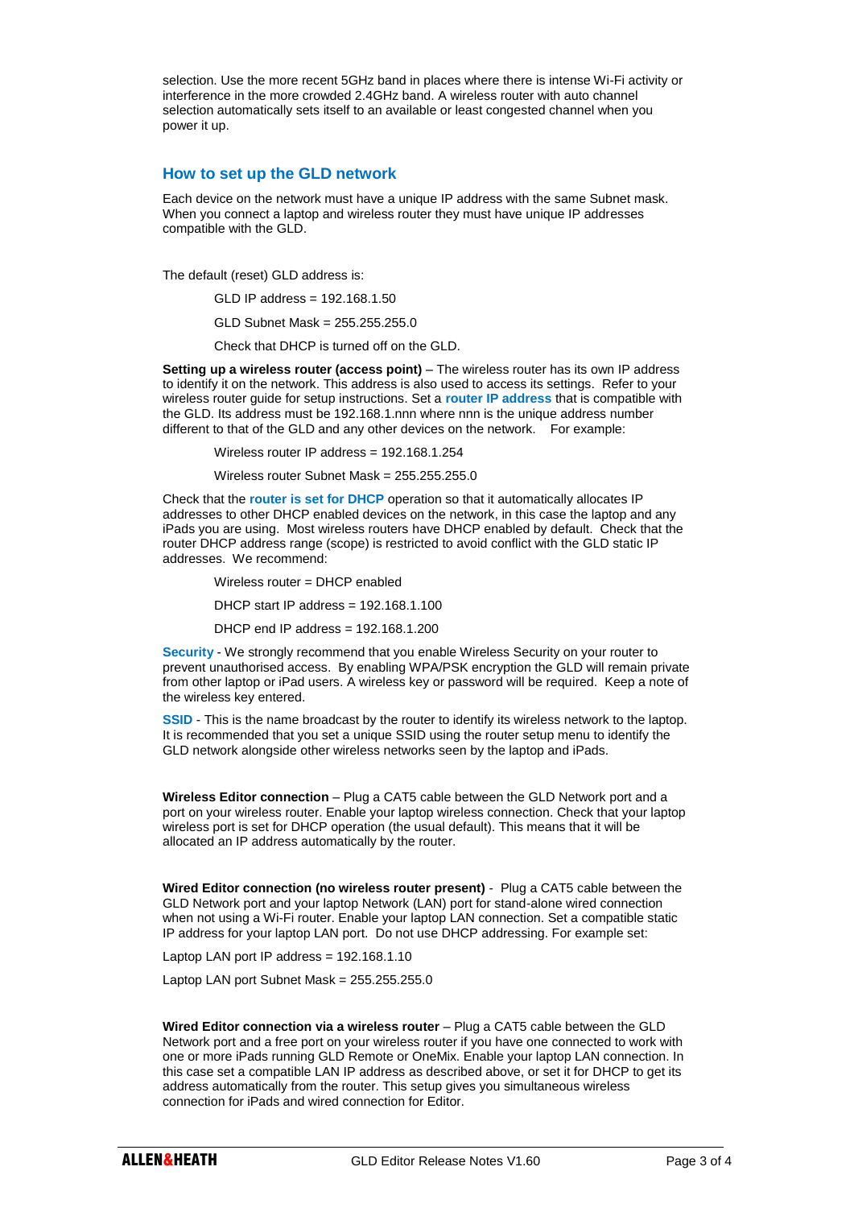selection. Use the more recent 5GHz band in places where there is intense Wi-Fi activity or interference in the more crowded 2.4GHz band. A wireless router with auto channel selection automatically sets itself to an available or least congested channel when you power it up.

## How to set up the GLD network

Each device on the network must have a unique IP address with the same Subnet mask. When you connect a laptop and wireless router they must have unique IP addresses compatible with the GLD.

The default (reset) GLD address is:

GLD IP address = 192.168.1.50

GLD Subnet Mask = 255.255.255.0

Check that DHCP is turned off on the GLD.

**Setting up a wireless router (access point)** – The wireless router has its own IP address to identify it on the network. This address is also used to access its settings. Refer to your wireless router guide for setup instructions. Set a **router IP address** that is compatible with the GLD. Its address must be 192.168.1.nnn where nnn is the unique address number different to that of the GLD and any other devices on the network. For example:

Wireless router IP address = 192.168.1.254

Wireless router Subnet Mask = 255.255.255.0

Check that the **router is set for DHCP** operation so that it automatically allocates IP addresses to other DHCP enabled devices on the network, in this case the laptop and any iPads you are using. Most wireless routers have DHCP enabled by default. Check that the router DHCP address range (scope) is restricted to avoid conflict with the GLD static IP addresses. We recommend:

Wireless router = DHCP enabled

DHCP start IP address = 192.168.1.100

DHCP end IP address = 192.168.1.200

**Security** - We strongly recommend that you enable Wireless Security on your router to prevent unauthorised access. By enabling WPA/PSK encryption the GLD will remain private from other laptop or iPad users. A wireless key or password will be required. Keep a note of the wireless key entered.

**SSID** - This is the name broadcast by the router to identify its wireless network to the laptop. It is recommended that you set a unique SSID using the router setup menu to identify the GLD network alongside other wireless networks seen by the laptop and iPads.

**Wireless Editor connection** – Plug a CAT5 cable between the GLD Network port and a port on your wireless router. Enable your laptop wireless connection. Check that your laptop wireless port is set for DHCP operation (the usual default). This means that it will be allocated an IP address automatically by the router.

**Wired Editor connection (no wireless router present)** - Plug a CAT5 cable between the GLD Network port and your laptop Network (LAN) port for stand-alone wired connection when not using a Wi-Fi router. Enable your laptop LAN connection. Set a compatible static IP address for your laptop LAN port. Do not use DHCP addressing. For example set:

Laptop LAN port IP address = 192.168.1.10

Laptop LAN port Subnet Mask = 255.255.255.0

**Wired Editor connection via a wireless router** – Plug a CAT5 cable between the GLD Network port and a free port on your wireless router if you have one connected to work with one or more iPads running GLD Remote or OneMix. Enable your laptop LAN connection. In this case set a compatible LAN IP address as described above, or set it for DHCP to get its address automatically from the router. This setup gives you simultaneous wireless connection for iPads and wired connection for Editor.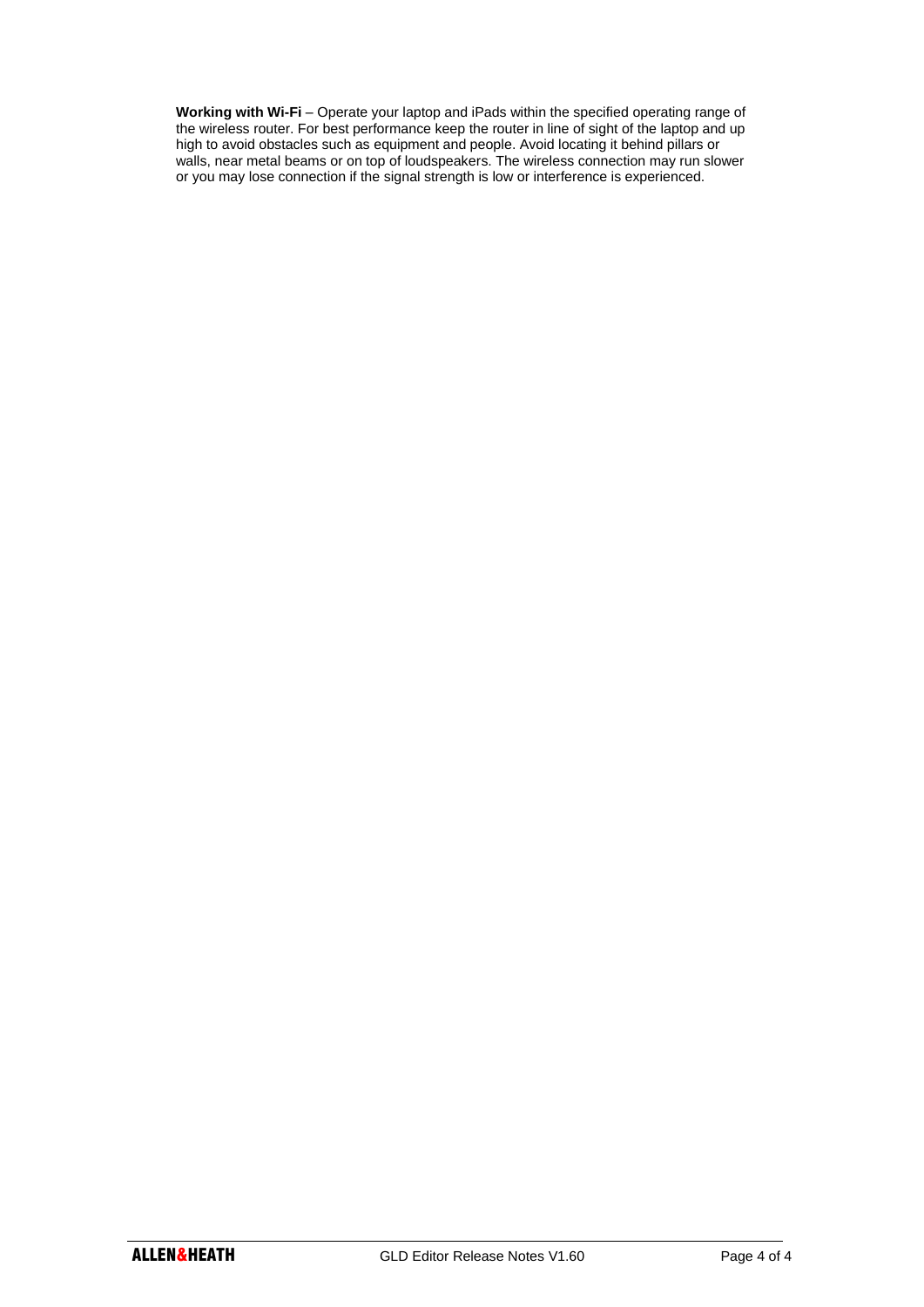**Working with Wi-Fi** – Operate your laptop and iPads within the specified operating range of the wireless router. For best performance keep the router in line of sight of the laptop and up high to avoid obstacles such as equipment and people. Avoid locating it behind pillars or walls, near metal beams or on top of loudspeakers. The wireless connection may run slower or you may lose connection if the signal strength is low or interference is experienced.